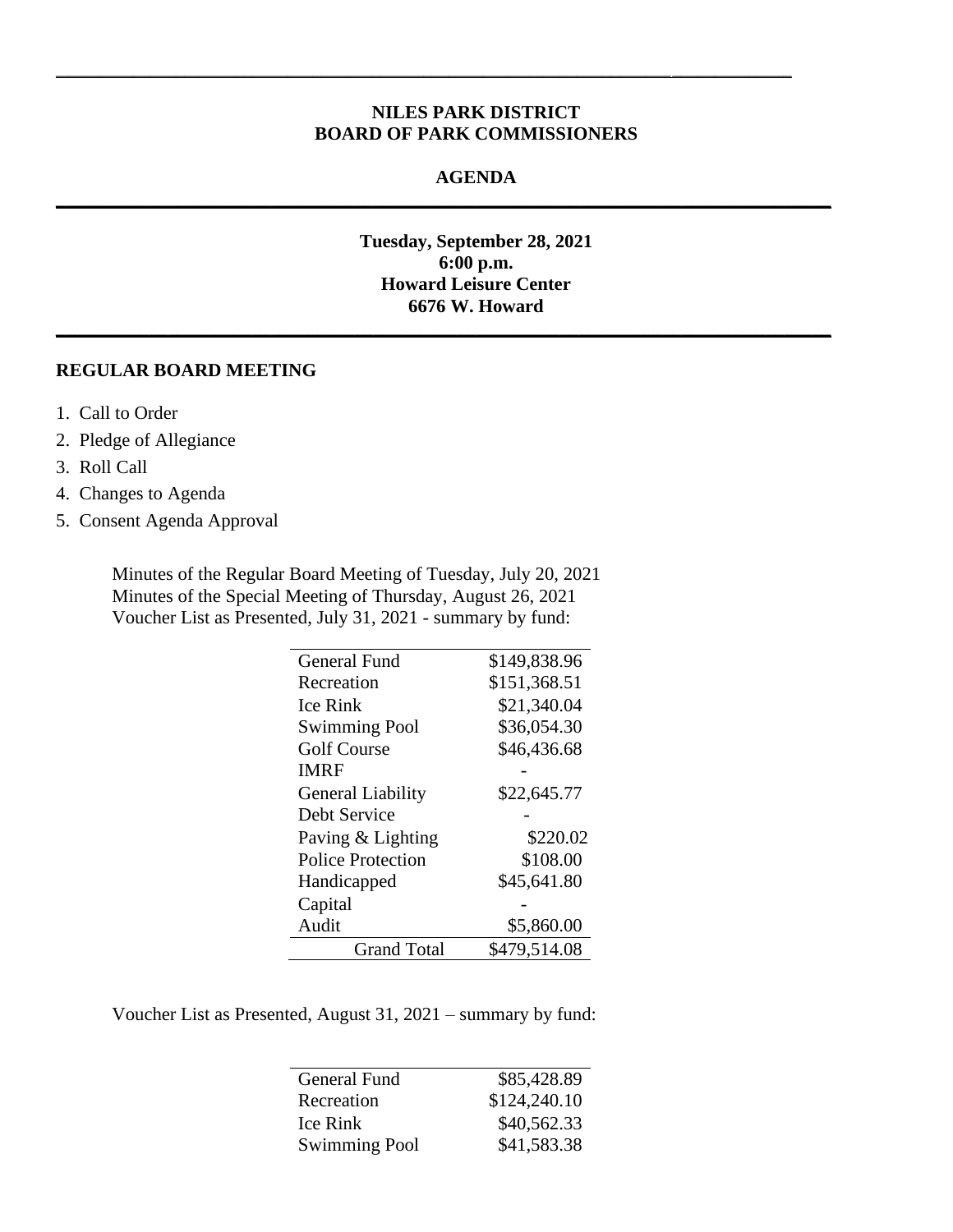**NILES PARK DISTRICT**
**BOARD OF PARK COMMISSIONERS**

**AGENDA**

---

**Tuesday, September 28, 2021**
**6:00 p.m.**
**Howard Leisure Center**
**6676 W. Howard**

---

**REGULAR BOARD MEETING**

1. Call to Order
2. Pledge of Allegiance
3. Roll Call
4. Changes to Agenda
5. Consent Agenda Approval

Minutes of the Regular Board Meeting of Tuesday, July 20, 2021
Minutes of the Special Meeting of Thursday, August 26, 2021
Voucher List as Presented, July 31, 2021 - summary by fund:

| Fund | Amount |
|---|---|
| General Fund | $149,838.96 |
| Recreation | $151,368.51 |
| Ice Rink | $21,340.04 |
| Swimming Pool | $36,054.30 |
| Golf Course | $46,436.68 |
| IMRF | - |
| General Liability | $22,645.77 |
| Debt Service | - |
| Paving & Lighting | $220.02 |
| Police Protection | $108.00 |
| Handicapped | $45,641.80 |
| Capital | - |
| Audit | $5,860.00 |
| Grand Total | $479,514.08 |

Voucher List as Presented, August 31, 2021 – summary by fund:

| Fund | Amount |
|---|---|
| General Fund | $85,428.89 |
| Recreation | $124,240.10 |
| Ice Rink | $40,562.33 |
| Swimming Pool | $41,583.38 |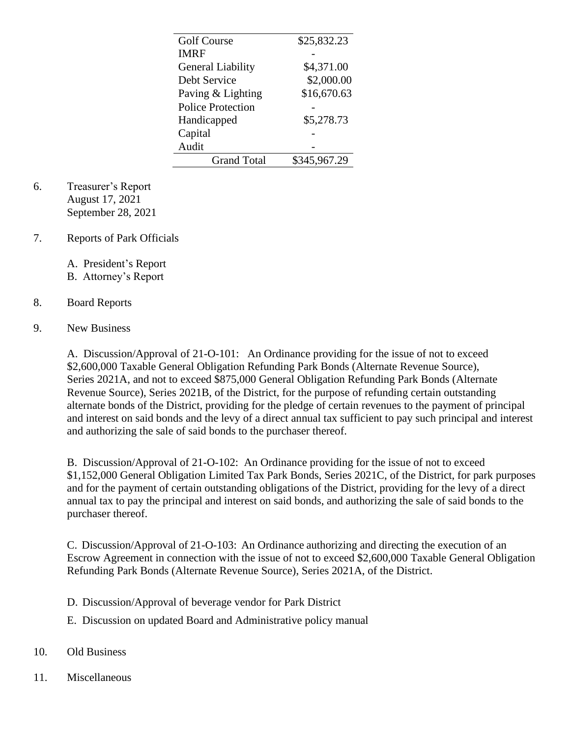| | |
|---|---|
| Golf Course | \$25,832.23 |
| IMRF | - |
| General Liability | \$4,371.00 |
| Debt Service | \$2,000.00 |
| Paving & Lighting | \$16,670.63 |
| Police Protection | - |
| Handicapped | \$5,278.73 |
| Capital | - |
| Audit | - |
| Grand Total | \$345,967.29 |

6. Treasurer's Report
   August 17, 2021
   September 28, 2021

7. Reports of Park Officials

   A. President's Report
   B. Attorney's Report

8. Board Reports

9. New Business

   A. Discussion/Approval of 21-O-101: An Ordinance providing for the issue of not to exceed \$2,600,000 Taxable General Obligation Refunding Park Bonds (Alternate Revenue Source), Series 2021A, and not to exceed \$875,000 General Obligation Refunding Park Bonds (Alternate Revenue Source), Series 2021B, of the District, for the purpose of refunding certain outstanding alternate bonds of the District, providing for the pledge of certain revenues to the payment of principal and interest on said bonds and the levy of a direct annual tax sufficient to pay such principal and interest and authorizing the sale of said bonds to the purchaser thereof.

   B. Discussion/Approval of 21-O-102: An Ordinance providing for the issue of not to exceed \$1,152,000 General Obligation Limited Tax Park Bonds, Series 2021C, of the District, for park purposes and for the payment of certain outstanding obligations of the District, providing for the levy of a direct annual tax to pay the principal and interest on said bonds, and authorizing the sale of said bonds to the purchaser thereof.

   C. Discussion/Approval of 21-O-103: An Ordinance authorizing and directing the execution of an Escrow Agreement in connection with the issue of not to exceed \$2,600,000 Taxable General Obligation Refunding Park Bonds (Alternate Revenue Source), Series 2021A, of the District.

   D. Discussion/Approval of beverage vendor for Park District

   E. Discussion on updated Board and Administrative policy manual

10. Old Business

11. Miscellaneous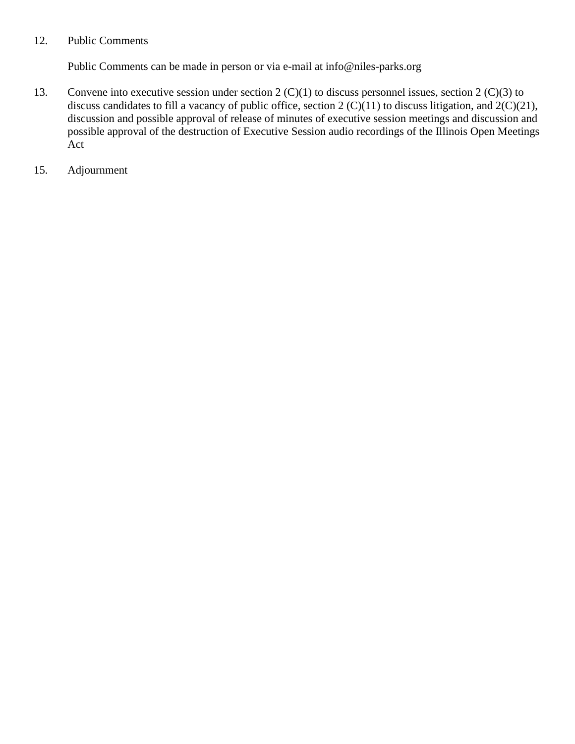12. Public Comments

    Public Comments can be made in person or via e-mail at info@niles-parks.org

13. Convene into executive session under section 2 (C)(1) to discuss personnel issues, section 2 (C)(3) to discuss candidates to fill a vacancy of public office, section 2 (C)(11) to discuss litigation, and 2(C)(21), discussion and possible approval of release of minutes of executive session meetings and discussion and possible approval of the destruction of Executive Session audio recordings of the Illinois Open Meetings Act

15. Adjournment